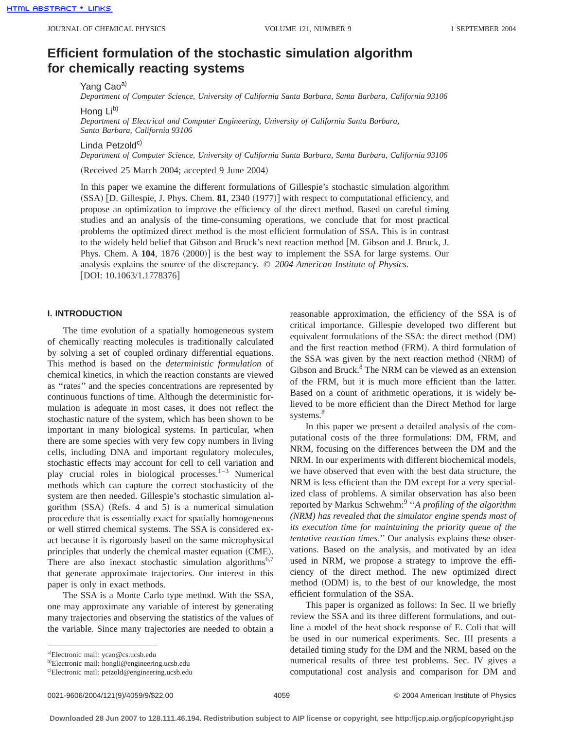# Efficient formulation of the stochastic simulation algorithm for chemically reacting systems

Yang Cao[a)]
*Department of Computer Science, University of California Santa Barbara, Santa Barbara, California 93106*

Hong Li[b)]
*Department of Electrical and Computer Engineering, University of California Santa Barbara, Santa Barbara, California 93106*

Linda Petzold[c)]
*Department of Computer Science, University of California Santa Barbara, Santa Barbara, California 93106*

(Received 25 March 2004; accepted 9 June 2004)

In this paper we examine the different formulations of Gillespie's stochastic simulation algorithm (SSA) [D. Gillespie, J. Phys. Chem. **81**, 2340 (1977)] with respect to computational efficiency, and propose an optimization to improve the efficiency of the direct method. Based on careful timing studies and an analysis of the time-consuming operations, we conclude that for most practical problems the optimized direct method is the most efficient formulation of SSA. This is in contrast to the widely held belief that Gibson and Bruck's next reaction method [M. Gibson and J. Bruck, J. Phys. Chem. A **104**, 1876 (2000)] is the best way to implement the SSA for large systems. Our analysis explains the source of the discrepancy. © *2004 American Institute of Physics.* [DOI: 10.1063/1.1778376]

## I. INTRODUCTION

The time evolution of a spatially homogeneous system of chemically reacting molecules is traditionally calculated by solving a set of coupled ordinary differential equations. This method is based on the *deterministic formulation* of chemical kinetics, in which the reaction constants are viewed as "rates" and the species concentrations are represented by continuous functions of time. Although the deterministic formulation is adequate in most cases, it does not reflect the stochastic nature of the system, which has been shown to be important in many biological systems. In particular, when there are some species with very few copy numbers in living cells, including DNA and important regulatory molecules, stochastic effects may account for cell to cell variation and play crucial roles in biological processes.[1–3] Numerical methods which can capture the correct stochasticity of the system are then needed. Gillespie's stochastic simulation algorithm (SSA) (Refs. 4 and 5) is a numerical simulation procedure that is essentially exact for spatially homogeneous or well stirred chemical systems. The SSA is considered exact because it is rigorously based on the same microphysical principles that underly the chemical master equation (CME). There are also inexact stochastic simulation algorithms[6,7] that generate approximate trajectories. Our interest in this paper is only in exact methods.

The SSA is a Monte Carlo type method. With the SSA, one may approximate any variable of interest by generating many trajectories and observing the statistics of the values of the variable. Since many trajectories are needed to obtain a reasonable approximation, the efficiency of the SSA is of critical importance. Gillespie developed two different but equivalent formulations of the SSA: the direct method (DM) and the first reaction method (FRM). A third formulation of the SSA was given by the next reaction method (NRM) of Gibson and Bruck.[8] The NRM can be viewed as an extension of the FRM, but it is much more efficient than the latter. Based on a count of arithmetic operations, it is widely believed to be more efficient than the Direct Method for large systems.[8]

In this paper we present a detailed analysis of the computational costs of the three formulations: DM, FRM, and NRM, focusing on the differences between the DM and the NRM. In our experiments with different biochemical models, we have observed that even with the best data structure, the NRM is less efficient than the DM except for a very specialized class of problems. A similar observation has also been reported by Markus Schwehm:[9] "*A profiling of the algorithm (NRM) has revealed that the simulator engine spends most of its execution time for maintaining the priority queue of the tentative reaction times*." Our analysis explains these observations. Based on the analysis, and motivated by an idea used in NRM, we propose a strategy to improve the efficiency of the direct method. The new optimized direct method (ODM) is, to the best of our knowledge, the most efficient formulation of the SSA.

This paper is organized as follows: In Sec. II we briefly review the SSA and its three different formulations, and outline a model of the heat shock response of E. Coli that will be used in our numerical experiments. Sec. III presents a detailed timing study for the DM and the NRM, based on the numerical results of three test problems. Sec. IV gives a computational cost analysis and comparison for DM and

[a)]Electronic mail: ycao@cs.ucsb.edu
[b)]Electronic mail: hongli@engineering.ucsb.edu
[c)]Electronic mail: petzold@engineering.ucsb.edu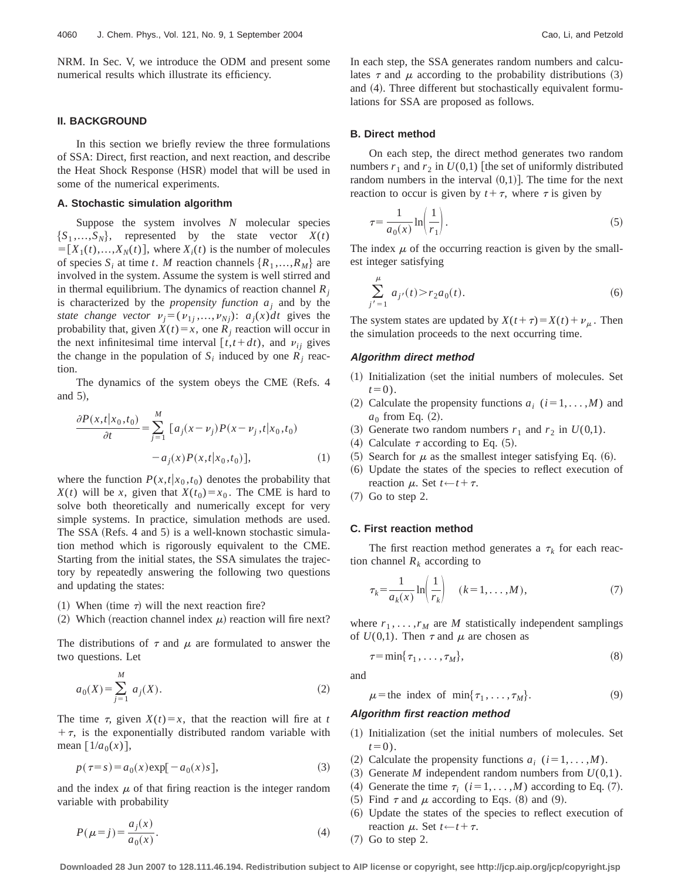NRM. In Sec. V, we introduce the ODM and present some numerical results which illustrate its efficiency.

## II. BACKGROUND

In this section we briefly review the three formulations of SSA: Direct, first reaction, and next reaction, and describe the Heat Shock Response (HSR) model that will be used in some of the numerical experiments.

### A. Stochastic simulation algorithm

Suppose the system involves $N$ molecular species $\{S_1,\ldots,S_N\}$, represented by the state vector $X(t) = [X_1(t),\ldots,X_N(t)]$, where $X_i(t)$ is the number of molecules of species $S_i$ at time $t$. $M$ reaction channels $\{R_1,\ldots,R_M\}$ are involved in the system. Assume the system is well stirred and in thermal equilibrium. The dynamics of reaction channel $R_j$ is characterized by the *propensity function* $a_j$ and by the *state change vector* $\nu_j = (\nu_{1j},\ldots,\nu_{Nj})$: $a_j(x)dt$ gives the probability that, given $X(t)=x$, one $R_j$ reaction will occur in the next infinitesimal time interval $[t,t+dt)$, and $\nu_{ij}$ gives the change in the population of $S_i$ induced by one $R_j$ reaction.

The dynamics of the system obeys the CME (Refs. 4 and 5),

$$\frac{\partial P(x,t|x_0,t_0)}{\partial t} = \sum_{j=1}^{M} [a_j(x-\nu_j)P(x-\nu_j,t|x_0,t_0) - a_j(x)P(x,t|x_0,t_0)], \tag{1}$$

where the function $P(x,t|x_0,t_0)$ denotes the probability that $X(t)$ will be $x$, given that $X(t_0)=x_0$. The CME is hard to solve both theoretically and numerically except for very simple systems. In practice, simulation methods are used. The SSA (Refs. 4 and 5) is a well-known stochastic simulation method which is rigorously equivalent to the CME. Starting from the initial states, the SSA simulates the trajectory by repeatedly answering the following two questions and updating the states:

(1) When (time $\tau$) will the next reaction fire?
(2) Which (reaction channel index $\mu$) reaction will fire next?

The distributions of $\tau$ and $\mu$ are formulated to answer the two questions. Let

$$a_0(X) = \sum_{j=1}^{M} a_j(X). \tag{2}$$

The time $\tau$, given $X(t)=x$, that the reaction will fire at $t+\tau$, is the exponentially distributed random variable with mean $[1/a_0(x)]$,

$$p(\tau=s) = a_0(x)\exp[-a_0(x)s], \tag{3}$$

and the index $\mu$ of that firing reaction is the integer random variable with probability

$$P(\mu=j) = \frac{a_j(x)}{a_0(x)}. \tag{4}$$

In each step, the SSA generates random numbers and calculates $\tau$ and $\mu$ according to the probability distributions (3) and (4). Three different but stochastically equivalent formulations for SSA are proposed as follows.

### B. Direct method

On each step, the direct method generates two random numbers $r_1$ and $r_2$ in $U(0,1)$ [the set of uniformly distributed random numbers in the interval (0,1)]. The time for the next reaction to occur is given by $t+\tau$, where $\tau$ is given by

$$\tau = \frac{1}{a_0(x)}\ln\left(\frac{1}{r_1}\right). \tag{5}$$

The index $\mu$ of the occurring reaction is given by the smallest integer satisfying

$$\sum_{j'=1}^{\mu} a_{j'}(t) > r_2 a_0(t). \tag{6}$$

The system states are updated by $X(t+\tau) = X(t) + \nu_\mu$. Then the simulation proceeds to the next occurring time.

#### *Algorithm direct method*

(1) Initialization (set the initial numbers of molecules. Set $t=0$).
(2) Calculate the propensity functions $a_i$ $(i=1,\ldots,M)$ and $a_0$ from Eq. (2).
(3) Generate two random numbers $r_1$ and $r_2$ in $U(0,1)$.
(4) Calculate $\tau$ according to Eq. (5).
(5) Search for $\mu$ as the smallest integer satisfying Eq. (6).
(6) Update the states of the species to reflect execution of reaction $\mu$. Set $t \leftarrow t+\tau$.
(7) Go to step 2.

### C. First reaction method

The first reaction method generates a $\tau_k$ for each reaction channel $R_k$ according to

$$\tau_k = \frac{1}{a_k(x)}\ln\left(\frac{1}{r_k}\right) \quad (k=1,\ldots,M), \tag{7}$$

where $r_1,\ldots,r_M$ are $M$ statistically independent samplings of $U(0,1)$. Then $\tau$ and $\mu$ are chosen as

$$\tau = \min\{\tau_1,\ldots,\tau_M\}, \tag{8}$$

and

$$\mu = \text{the index of } \min\{\tau_1,\ldots,\tau_M\}. \tag{9}$$

#### *Algorithm first reaction method*

(1) Initialization (set the initial numbers of molecules. Set $t=0$).
(2) Calculate the propensity functions $a_i$ $(i=1,\ldots,M)$.
(3) Generate $M$ independent random numbers from $U(0,1)$.
(4) Generate the time $\tau_i$ $(i=1,\ldots,M)$ according to Eq. (7).
(5) Find $\tau$ and $\mu$ according to Eqs. (8) and (9).
(6) Update the states of the species to reflect execution of reaction $\mu$. Set $t \leftarrow t+\tau$.
(7) Go to step 2.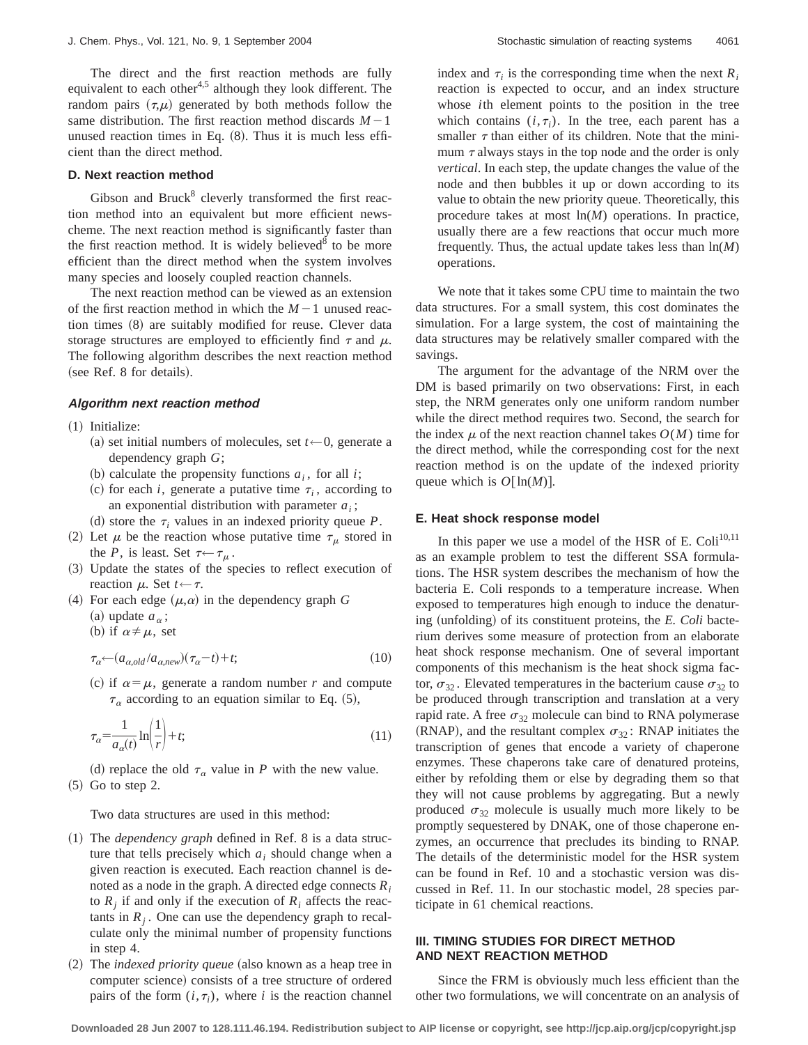The direct and the first reaction methods are fully equivalent to each other[4,5] although they look different. The random pairs $(\tau,\mu)$ generated by both methods follow the same distribution. The first reaction method discards $M-1$ unused reaction times in Eq. (8). Thus it is much less efficient than the direct method.

### D. Next reaction method

Gibson and Bruck[8] cleverly transformed the first reaction method into an equivalent but more efficient newscheme. The next reaction method is significantly faster than the first reaction method. It is widely believed[8] to be more efficient than the direct method when the system involves many species and loosely coupled reaction channels.

The next reaction method can be viewed as an extension of the first reaction method in which the $M-1$ unused reaction times (8) are suitably modified for reuse. Clever data storage structures are employed to efficiently find $\tau$ and $\mu$. The following algorithm describes the next reaction method (see Ref. 8 for details).

#### *Algorithm next reaction method*

(1) Initialize:
   (a) set initial numbers of molecules, set $t \leftarrow 0$, generate a dependency graph $G$;
   (b) calculate the propensity functions $a_i$, for all $i$;
   (c) for each $i$, generate a putative time $\tau_i$, according to an exponential distribution with parameter $a_i$;
   (d) store the $\tau_i$ values in an indexed priority queue $P$.

(2) Let $\mu$ be the reaction whose putative time $\tau_\mu$ stored in the $P$, is least. Set $\tau \leftarrow \tau_\mu$.

(3) Update the states of the species to reflect execution of reaction $\mu$. Set $t \leftarrow \tau$.

(4) For each edge $(\mu,\alpha)$ in the dependency graph $G$
   (a) update $a_\alpha$;
   (b) if $\alpha \neq \mu$, set

$$\tau_\alpha \leftarrow (a_{\alpha,old}/a_{\alpha,new})(\tau_\alpha - t) + t; \tag{10}$$

   (c) if $\alpha = \mu$, generate a random number $r$ and compute $\tau_\alpha$ according to an equation similar to Eq. (5),

$$\tau_\alpha = \frac{1}{a_\alpha(t)} \ln\left(\frac{1}{r}\right) + t; \tag{11}$$

   (d) replace the old $\tau_\alpha$ value in $P$ with the new value.

(5) Go to step 2.

Two data structures are used in this method:

(1) The *dependency graph* defined in Ref. 8 is a data structure that tells precisely which $a_i$ should change when a given reaction is executed. Each reaction channel is denoted as a node in the graph. A directed edge connects $R_i$ to $R_j$ if and only if the execution of $R_i$ affects the reactants in $R_j$. One can use the dependency graph to recalculate only the minimal number of propensity functions in step 4.

(2) The *indexed priority queue* (also known as a heap tree in computer science) consists of a tree structure of ordered pairs of the form $(i,\tau_i)$, where $i$ is the reaction channel index and $\tau_i$ is the corresponding time when the next $R_i$ reaction is expected to occur, and an index structure whose $i$th element points to the position in the tree which contains $(i,\tau_i)$. In the tree, each parent has a smaller $\tau$ than either of its children. Note that the minimum $\tau$ always stays in the top node and the order is only *vertical*. In each step, the update changes the value of the node and then bubbles it up or down according to its value to obtain the new priority queue. Theoretically, this procedure takes at most $\ln(M)$ operations. In practice, usually there are a few reactions that occur much more frequently. Thus, the actual update takes less than $\ln(M)$ operations.

We note that it takes some CPU time to maintain the two data structures. For a small system, this cost dominates the simulation. For a large system, the cost of maintaining the data structures may be relatively smaller compared with the savings.

The argument for the advantage of the NRM over the DM is based primarily on two observations: First, in each step, the NRM generates only one uniform random number while the direct method requires two. Second, the search for the index $\mu$ of the next reaction channel takes $O(M)$ time for the direct method, while the corresponding cost for the next reaction method is on the update of the indexed priority queue which is $O[\ln(M)]$.

### E. Heat shock response model

In this paper we use a model of the HSR of E. Coli[10,11] as an example problem to test the different SSA formulations. The HSR system describes the mechanism of how the bacteria E. Coli responds to a temperature increase. When exposed to temperatures high enough to induce the denaturing (unfolding) of its constituent proteins, the *E. Coli* bacterium derives some measure of protection from an elaborate heat shock response mechanism. One of several important components of this mechanism is the heat shock sigma factor, $\sigma_{32}$. Elevated temperatures in the bacterium cause $\sigma_{32}$ to be produced through transcription and translation at a very rapid rate. A free $\sigma_{32}$ molecule can bind to RNA polymerase (RNAP), and the resultant complex $\sigma_{32}$: RNAP initiates the transcription of genes that encode a variety of chaperone enzymes. These chaperons take care of denatured proteins, either by refolding them or else by degrading them so that they will not cause problems by aggregating. But a newly produced $\sigma_{32}$ molecule is usually much more likely to be promptly sequestered by DNAK, one of those chaperone enzymes, an occurrence that precludes its binding to RNAP. The details of the deterministic model for the HSR system can be found in Ref. 10 and a stochastic version was discussed in Ref. 11. In our stochastic model, 28 species participate in 61 chemical reactions.

## III. TIMING STUDIES FOR DIRECT METHOD AND NEXT REACTION METHOD

Since the FRM is obviously much less efficient than the other two formulations, we will concentrate on an analysis of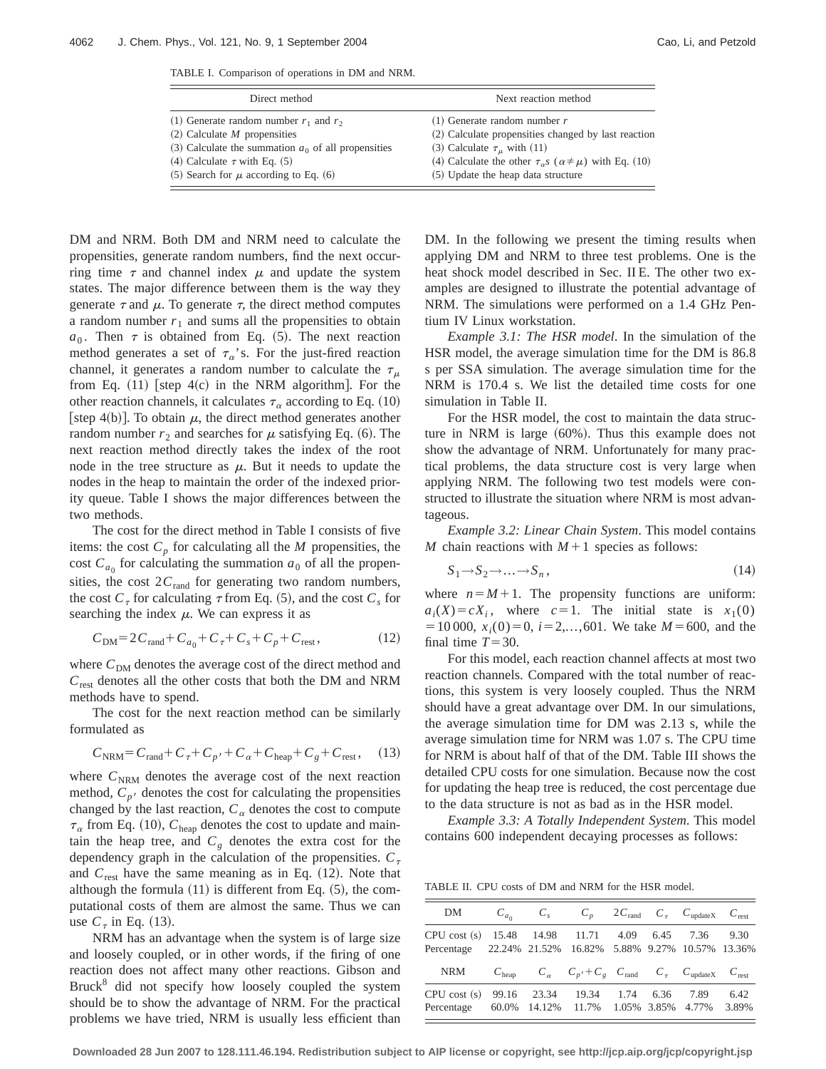TABLE I. Comparison of operations in DM and NRM.

| Direct method | Next reaction method |
|---|---|
| (1) Generate random number $r_1$ and $r_2$ | (1) Generate random number $r$ |
| (2) Calculate $M$ propensities | (2) Calculate propensities changed by last reaction |
| (3) Calculate the summation $a_0$ of all propensities | (3) Calculate $\tau_\mu$ with (11) |
| (4) Calculate $\tau$ with Eq. (5) | (4) Calculate the other $\tau_\alpha$s ($\alpha \neq \mu$) with Eq. (10) |
| (5) Search for $\mu$ according to Eq. (6) | (5) Update the heap data structure |

DM and NRM. Both DM and NRM need to calculate the propensities, generate random numbers, find the next occurring time $\tau$ and channel index $\mu$ and update the system states. The major difference between them is the way they generate $\tau$ and $\mu$. To generate $\tau$, the direct method computes a random number $r_1$ and sums all the propensities to obtain $a_0$. Then $\tau$ is obtained from Eq. (5). The next reaction method generates a set of $\tau_\alpha$'s. For the just-fired reaction channel, it generates a random number to calculate the $\tau_\mu$ from Eq. (11) [step 4(c) in the NRM algorithm]. For the other reaction channels, it calculates $\tau_\alpha$ according to Eq. (10) [step 4(b)]. To obtain $\mu$, the direct method generates another random number $r_2$ and searches for $\mu$ satisfying Eq. (6). The next reaction method directly takes the index of the root node in the tree structure as $\mu$. But it needs to update the nodes in the heap to maintain the order of the indexed priority queue. Table I shows the major differences between the two methods.

The cost for the direct method in Table I consists of five items: the cost $C_p$ for calculating all the $M$ propensities, the cost $C_{a_0}$ for calculating the summation $a_0$ of all the propensities, the cost $2C_{\text{rand}}$ for generating two random numbers, the cost $C_\tau$ for calculating $\tau$ from Eq. (5), and the cost $C_s$ for searching the index $\mu$. We can express it as

$$C_{\text{DM}} = 2C_{\text{rand}} + C_{a_0} + C_\tau + C_s + C_p + C_{\text{rest}}, \tag{12}$$

where $C_{\text{DM}}$ denotes the average cost of the direct method and $C_{\text{rest}}$ denotes all the other costs that both the DM and NRM methods have to spend.

The cost for the next reaction method can be similarly formulated as

$$C_{\text{NRM}} = C_{\text{rand}} + C_\tau + C_{p'} + C_\alpha + C_{\text{heap}} + C_g + C_{\text{rest}}, \tag{13}$$

where $C_{\text{NRM}}$ denotes the average cost of the next reaction method, $C_{p'}$ denotes the cost for calculating the propensities changed by the last reaction, $C_\alpha$ denotes the cost to compute $\tau_\alpha$ from Eq. (10), $C_{\text{heap}}$ denotes the cost to update and maintain the heap tree, and $C_g$ denotes the extra cost for the dependency graph in the calculation of the propensities. $C_\tau$ and $C_{\text{rest}}$ have the same meaning as in Eq. (12). Note that although the formula (11) is different from Eq. (5), the computational costs of them are almost the same. Thus we can use $C_\tau$ in Eq. (13).

NRM has an advantage when the system is of large size and loosely coupled, or in other words, if the firing of one reaction does not affect many other reactions. Gibson and Bruck[8] did not specify how loosely coupled the system should be to show the advantage of NRM. For the practical problems we have tried, NRM is usually less efficient than DM. In the following we present the timing results when applying DM and NRM to three test problems. One is the heat shock model described in Sec. II E. The other two examples are designed to illustrate the potential advantage of NRM. The simulations were performed on a 1.4 GHz Pentium IV Linux workstation.

*Example 3.1: The HSR model*. In the simulation of the HSR model, the average simulation time for the DM is 86.8 s per SSA simulation. The average simulation time for the NRM is 170.4 s. We list the detailed time costs for one simulation in Table II.

For the HSR model, the cost to maintain the data structure in NRM is large (60%). Thus this example does not show the advantage of NRM. Unfortunately for many practical problems, the data structure cost is very large when applying NRM. The following two test models were constructed to illustrate the situation where NRM is most advantageous.

*Example 3.2: Linear Chain System*. This model contains $M$ chain reactions with $M+1$ species as follows:

$$S_1 \rightarrow S_2 \rightarrow \ldots \rightarrow S_n, \tag{14}$$

where $n = M+1$. The propensity functions are uniform: $a_i(X) = cX_i$, where $c=1$. The initial state is $x_1(0) = 10\,000$, $x_i(0) = 0$, $i = 2,\ldots,601$. We take $M = 600$, and the final time $T = 30$.

For this model, each reaction channel affects at most two reaction channels. Compared with the total number of reactions, this system is very loosely coupled. Thus the NRM should have a great advantage over DM. In our simulations, the average simulation time for DM was 2.13 s, while the average simulation time for NRM was 1.07 s. The CPU time for NRM is about half of that of the DM. Table III shows the detailed CPU costs for one simulation. Because now the cost for updating the heap tree is reduced, the cost percentage due to the data structure is not as bad as in the HSR model.

*Example 3.3: A Totally Independent System*. This model contains 600 independent decaying processes as follows:

TABLE II. CPU costs of DM and NRM for the HSR model.

| DM | $C_{a_0}$ | $C_s$ | $C_p$ | $2C_{\text{rand}}$ | $C_\tau$ | $C_{\text{updateX}}$ | $C_{\text{rest}}$ |
|---|---|---|---|---|---|---|---|
| CPU cost (s) | 15.48 | 14.98 | 11.71 | 4.09 | 6.45 | 7.36 | 9.30 |
| Percentage | 22.24% | 21.52% | 16.82% | 5.88% | 9.27% | 10.57% | 13.36% |
| **NRM** | $C_{\text{heap}}$ | $C_\alpha$ | $C_{p'}+C_g$ | $C_{\text{rand}}$ | $C_\tau$ | $C_{\text{updateX}}$ | $C_{\text{rest}}$ |
| CPU cost (s) | 99.16 | 23.34 | 19.34 | 1.74 | 6.36 | 7.89 | 6.42 |
| Percentage | 60.0% | 14.12% | 11.7% | 1.05% | 3.85% | 4.77% | 3.89% |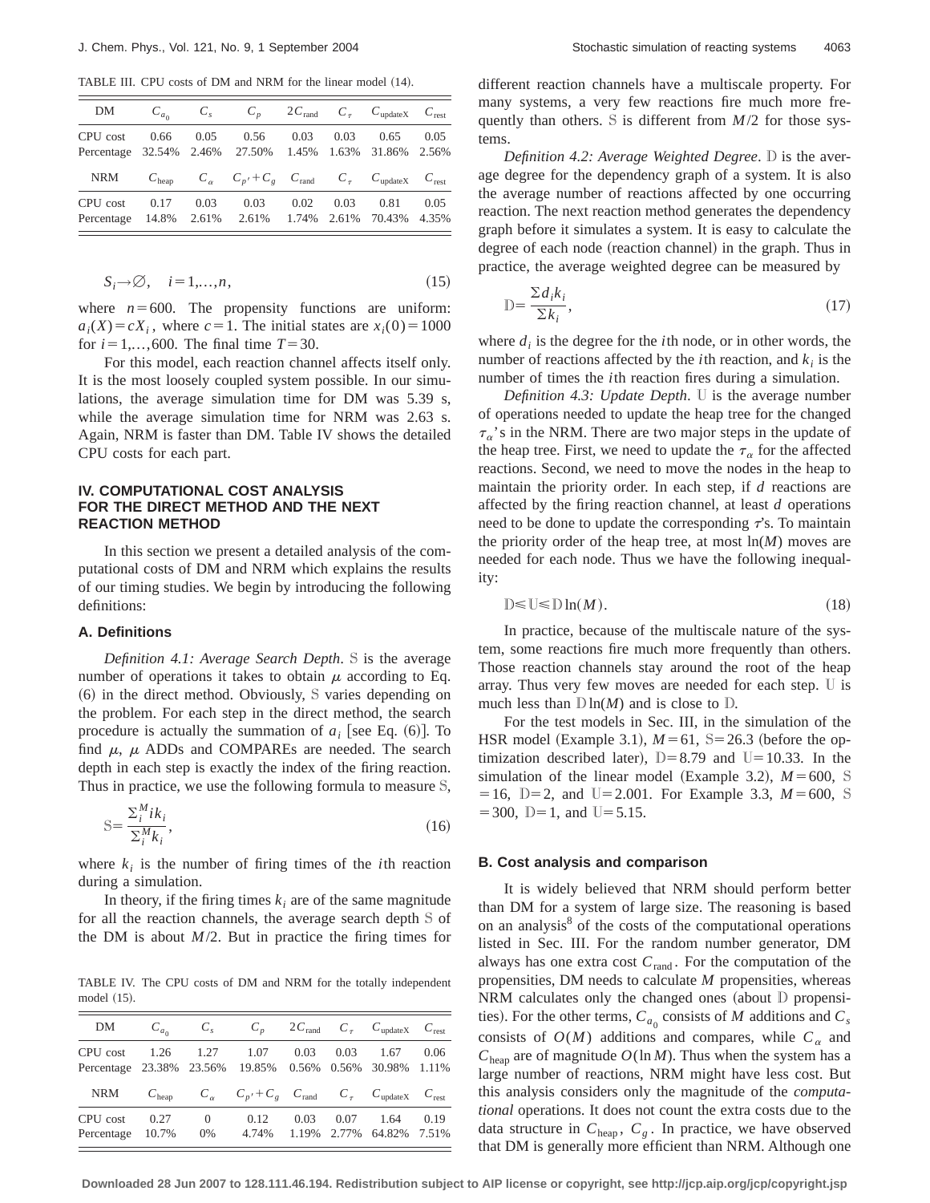TABLE III. CPU costs of DM and NRM for the linear model (14).

| DM | $C_{a_0}$ | $C_s$ | $C_p$ | $2C_{\rm rand}$ | $C_\tau$ | $C_{\rm updateX}$ | $C_{\rm rest}$ |
|---|---|---|---|---|---|---|---|
| CPU cost | 0.66 | 0.05 | 0.56 | 0.03 | 0.03 | 0.65 | 0.05 |
| Percentage | 32.54% | 2.46% | 27.50% | 1.45% | 1.63% | 31.86% | 2.56% |
| **NRM** | $C_{\rm heap}$ | $C_\alpha$ | $C_{p'}+C_g$ | $C_{\rm rand}$ | $C_\tau$ | $C_{\rm updateX}$ | $C_{\rm rest}$ |
| CPU cost | 0.17 | 0.03 | 0.03 | 0.02 | 0.03 | 0.81 | 0.05 |
| Percentage | 14.8% | 2.61% | 2.61% | 1.74% | 2.61% | 70.43% | 4.35% |

$$S_i \to \emptyset, \quad i=1,\ldots,n, \tag{15}$$

where $n=600$. The propensity functions are uniform: $a_i(X)=cX_i$, where $c=1$. The initial states are $x_i(0)=1000$ for $i=1,\ldots,600$. The final time $T=30$.

For this model, each reaction channel affects itself only. It is the most loosely coupled system possible. In our simulations, the average simulation time for DM was 5.39 s, while the average simulation time for NRM was 2.63 s. Again, NRM is faster than DM. Table IV shows the detailed CPU costs for each part.

## IV. COMPUTATIONAL COST ANALYSIS FOR THE DIRECT METHOD AND THE NEXT REACTION METHOD

In this section we present a detailed analysis of the computational costs of DM and NRM which explains the results of our timing studies. We begin by introducing the following definitions:

### A. Definitions

*Definition 4.1: Average Search Depth*. $\mathbb{S}$ is the average number of operations it takes to obtain $\mu$ according to Eq. (6) in the direct method. Obviously, $\mathbb{S}$ varies depending on the problem. For each step in the direct method, the search procedure is actually the summation of $a_i$ [see Eq. (6)]. To find $\mu$, $\mu$ ADDs and COMPAREs are needed. The search depth in each step is exactly the index of the firing reaction. Thus in practice, we use the following formula to measure $\mathbb{S}$,

$$\mathbb{S}=\frac{\Sigma_i^M i k_i}{\Sigma_i^M k_i}, \tag{16}$$

where $k_i$ is the number of firing times of the $i$th reaction during a simulation.

In theory, if the firing times $k_i$ are of the same magnitude for all the reaction channels, the average search depth $\mathbb{S}$ of the DM is about $M/2$. But in practice the firing times for different reaction channels have a multiscale property. For many systems, a very few reactions fire much more frequently than others. $\mathbb{S}$ is different from $M/2$ for those systems.

*Definition 4.2: Average Weighted Degree*. $\mathbb{D}$ is the average degree for the dependency graph of a system. It is also the average number of reactions affected by one occurring reaction. The next reaction method generates the dependency graph before it simulates a system. It is easy to calculate the degree of each node (reaction channel) in the graph. Thus in practice, the average weighted degree can be measured by

$$\mathbb{D}=\frac{\Sigma d_i k_i}{\Sigma k_i}, \tag{17}$$

where $d_i$ is the degree for the $i$th node, or in other words, the number of reactions affected by the $i$th reaction, and $k_i$ is the number of times the $i$th reaction fires during a simulation.

*Definition 4.3: Update Depth*. $\mathbb{U}$ is the average number of operations needed to update the heap tree for the changed $\tau_\alpha$'s in the NRM. There are two major steps in the update of the heap tree. First, we need to update the $\tau_\alpha$ for the affected reactions. Second, we need to move the nodes in the heap to maintain the priority order. In each step, if $d$ reactions are affected by the firing reaction channel, at least $d$ operations need to be done to update the corresponding $\tau$'s. To maintain the priority order of the heap tree, at most $\ln(M)$ moves are needed for each node. Thus we have the following inequality:

$$\mathbb{D} \leq \mathbb{U} \leq \mathbb{D}\ln(M). \tag{18}$$

In practice, because of the multiscale nature of the system, some reactions fire much more frequently than others. Those reaction channels stay around the root of the heap array. Thus very few moves are needed for each step. $\mathbb{U}$ is much less than $\mathbb{D}\ln(M)$ and is close to $\mathbb{D}$.

For the test models in Sec. III, in the simulation of the HSR model (Example 3.1), $M=61$, $\mathbb{S}=26.3$ (before the optimization described later), $\mathbb{D}=8.79$ and $\mathbb{U}=10.33$. In the simulation of the linear model (Example 3.2), $M=600$, $\mathbb{S}=16$, $\mathbb{D}=2$, and $\mathbb{U}=2.001$. For Example 3.3, $M=600$, $\mathbb{S}=300$, $\mathbb{D}=1$, and $\mathbb{U}=5.15$.

### B. Cost analysis and comparison

It is widely believed that NRM should perform better than DM for a system of large size. The reasoning is based on an analysis[8] of the costs of the computational operations listed in Sec. III. For the random number generator, DM always has one extra cost $C_{\rm rand}$. For the computation of the propensities, DM needs to calculate $M$ propensities, whereas NRM calculates only the changed ones (about $\mathbb{D}$ propensities). For the other terms, $C_{a_0}$ consists of $M$ additions and $C_s$ consists of $O(M)$ additions and compares, while $C_\alpha$ and $C_{\rm heap}$ are of magnitude $O(\ln M)$. Thus when the system has a large number of reactions, NRM might have less cost. But this analysis considers only the magnitude of the *computational* operations. It does not count the extra costs due to the data structure in $C_{\rm heap}$, $C_g$. In practice, we have observed that DM is generally more efficient than NRM. Although one

TABLE IV. The CPU costs of DM and NRM for the totally independent model (15).

| DM | $C_{a_0}$ | $C_s$ | $C_p$ | $2C_{\rm rand}$ | $C_\tau$ | $C_{\rm updateX}$ | $C_{\rm rest}$ |
|---|---|---|---|---|---|---|---|
| CPU cost | 1.26 | 1.27 | 1.07 | 0.03 | 0.03 | 1.67 | 0.06 |
| Percentage | 23.38% | 23.56% | 19.85% | 0.56% | 0.56% | 30.98% | 1.11% |
| **NRM** | $C_{\rm heap}$ | $C_\alpha$ | $C_{p'}+C_g$ | $C_{\rm rand}$ | $C_\tau$ | $C_{\rm updateX}$ | $C_{\rm rest}$ |
| CPU cost | 0.27 | 0 | 0.12 | 0.03 | 0.07 | 1.64 | 0.19 |
| Percentage | 10.7% | 0% | 4.74% | 1.19% | 2.77% | 64.82% | 7.51% |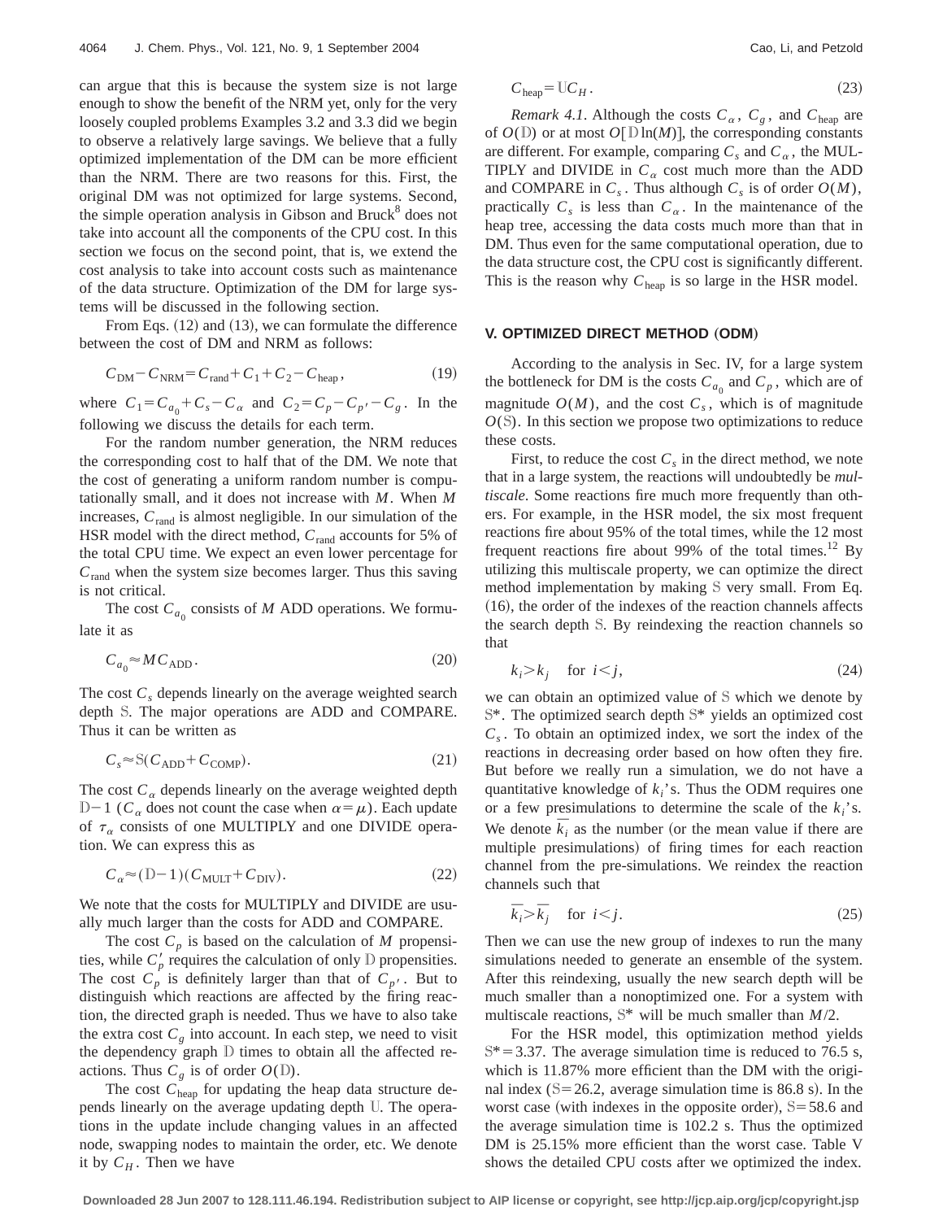can argue that this is because the system size is not large enough to show the benefit of the NRM yet, only for the very loosely coupled problems Examples 3.2 and 3.3 did we begin to observe a relatively large savings. We believe that a fully optimized implementation of the DM can be more efficient than the NRM. There are two reasons for this. First, the original DM was not optimized for large systems. Second, the simple operation analysis in Gibson and Bruck[8] does not take into account all the components of the CPU cost. In this section we focus on the second point, that is, we extend the cost analysis to take into account costs such as maintenance of the data structure. Optimization of the DM for large systems will be discussed in the following section.

From Eqs. (12) and (13), we can formulate the difference between the cost of DM and NRM as follows:

$$C_{\mathrm{DM}} - C_{\mathrm{NRM}} = C_{\mathrm{rand}} + C_1 + C_2 - C_{\mathrm{heap}}, \tag{19}$$

where $C_1 = C_{a_0} + C_s - C_\alpha$ and $C_2 = C_p - C_{p'} - C_g$. In the following we discuss the details for each term.

For the random number generation, the NRM reduces the corresponding cost to half that of the DM. We note that the cost of generating a uniform random number is computationally small, and it does not increase with $M$. When $M$ increases, $C_{\mathrm{rand}}$ is almost negligible. In our simulation of the HSR model with the direct method, $C_{\mathrm{rand}}$ accounts for 5% of the total CPU time. We expect an even lower percentage for $C_{\mathrm{rand}}$ when the system size becomes larger. Thus this saving is not critical.

The cost $C_{a_0}$ consists of $M$ ADD operations. We formulate it as

$$C_{a_0} \approx M C_{\mathrm{ADD}}. \tag{20}$$

The cost $C_s$ depends linearly on the average weighted search depth $\mathbb{S}$. The major operations are ADD and COMPARE. Thus it can be written as

$$C_s \approx \mathbb{S}(C_{\mathrm{ADD}} + C_{\mathrm{COMP}}). \tag{21}$$

The cost $C_\alpha$ depends linearly on the average weighted depth $\mathbb{D}-1$ ($C_\alpha$ does not count the case when $\alpha=\mu$). Each update of $\tau_\alpha$ consists of one MULTIPLY and one DIVIDE operation. We can express this as

$$C_\alpha \approx (\mathbb{D}-1)(C_{\mathrm{MULT}} + C_{\mathrm{DIV}}). \tag{22}$$

We note that the costs for MULTIPLY and DIVIDE are usually much larger than the costs for ADD and COMPARE.

The cost $C_p$ is based on the calculation of $M$ propensities, while $C_p'$ requires the calculation of only $\mathbb{D}$ propensities. The cost $C_p$ is definitely larger than that of $C_{p'}$. But to distinguish which reactions are affected by the firing reaction, the directed graph is needed. Thus we have to also take the extra cost $C_g$ into account. In each step, we need to visit the dependency graph $\mathbb{D}$ times to obtain all the affected reactions. Thus $C_g$ is of order $O(\mathbb{D})$.

The cost $C_{\mathrm{heap}}$ for updating the heap data structure depends linearly on the average updating depth $\mathbb{U}$. The operations in the update include changing values in an affected node, swapping nodes to maintain the order, etc. We denote it by $C_H$. Then we have

$$C_{\mathrm{heap}} = \mathbb{U} C_H. \tag{23}$$

*Remark 4.1.* Although the costs $C_\alpha$, $C_g$, and $C_{\mathrm{heap}}$ are of $O(\mathbb{D})$ or at most $O[\mathbb{D}\ln(M)]$, the corresponding constants are different. For example, comparing $C_s$ and $C_\alpha$, the MULTIPLY and DIVIDE in $C_\alpha$ cost much more than the ADD and COMPARE in $C_s$. Thus although $C_s$ is of order $O(M)$, practically $C_s$ is less than $C_\alpha$. In the maintenance of the heap tree, accessing the data costs much more than that in DM. Thus even for the same computational operation, due to the data structure cost, the CPU cost is significantly different. This is the reason why $C_{\mathrm{heap}}$ is so large in the HSR model.

## V. OPTIMIZED DIRECT METHOD (ODM)

According to the analysis in Sec. IV, for a large system the bottleneck for DM is the costs $C_{a_0}$ and $C_p$, which are of magnitude $O(M)$, and the cost $C_s$, which is of magnitude $O(\mathbb{S})$. In this section we propose two optimizations to reduce these costs.

First, to reduce the cost $C_s$ in the direct method, we note that in a large system, the reactions will undoubtedly be *multiscale*. Some reactions fire much more frequently than others. For example, in the HSR model, the six most frequent reactions fire about 95% of the total times, while the 12 most frequent reactions fire about 99% of the total times.[12] By utilizing this multiscale property, we can optimize the direct method implementation by making $\mathbb{S}$ very small. From Eq. (16), the order of the indexes of the reaction channels affects the search depth $\mathbb{S}$. By reindexing the reaction channels so that

$$k_i > k_j \quad \text{for } i<j, \tag{24}$$

we can obtain an optimized value of $\mathbb{S}$ which we denote by $\mathbb{S}^*$. The optimized search depth $\mathbb{S}^*$ yields an optimized cost $C_s$. To obtain an optimized index, we sort the index of the reactions in decreasing order based on how often they fire. But before we really run a simulation, we do not have a quantitative knowledge of $k_i$'s. Thus the ODM requires one or a few presimulations to determine the scale of the $k_i$'s. We denote $\bar{k}_i$ as the number (or the mean value if there are multiple presimulations) of firing times for each reaction channel from the pre-simulations. We reindex the reaction channels such that

$$\bar{k}_i > \bar{k}_j \quad \text{for } i<j. \tag{25}$$

Then we can use the new group of indexes to run the many simulations needed to generate an ensemble of the system. After this reindexing, usually the new search depth will be much smaller than a nonoptimized one. For a system with multiscale reactions, $\mathbb{S}^*$ will be much smaller than $M/2$.

For the HSR model, this optimization method yields $\mathbb{S}^* = 3.37$. The average simulation time is reduced to 76.5 s, which is 11.87% more efficient than the DM with the original index ($\mathbb{S}=26.2$, average simulation time is 86.8 s). In the worst case (with indexes in the opposite order), $\mathbb{S}=58.6$ and the average simulation time is 102.2 s. Thus the optimized DM is 25.15% more efficient than the worst case. Table V shows the detailed CPU costs after we optimized the index.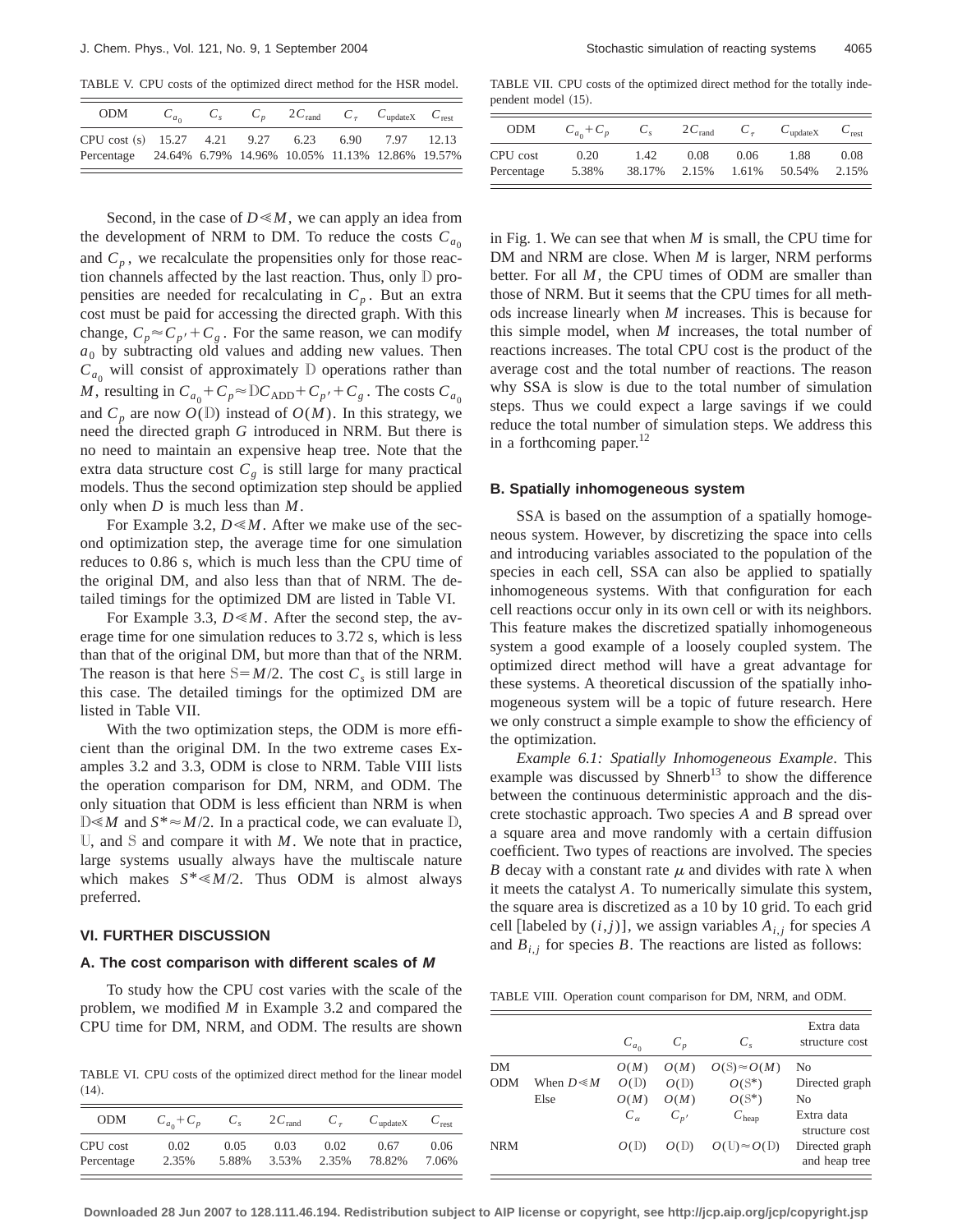TABLE V. CPU costs of the optimized direct method for the HSR model.

| ODM | $C_{a_0}$ | $C_s$ | $C_p$ | $2C_{\text{rand}}$ | $C_\tau$ | $C_{\text{updateX}}$ | $C_{\text{rest}}$ |
|---|---|---|---|---|---|---|---|
| CPU cost (s) | 15.27 | 4.21 | 9.27 | 6.23 | 6.90 | 7.97 | 12.13 |
| Percentage | 24.64% | 6.79% | 14.96% | 10.05% | 11.13% | 12.86% | 19.57% |

Second, in the case of $D \ll M$, we can apply an idea from the development of NRM to DM. To reduce the costs $C_{a_0}$ and $C_p$, we recalculate the propensities only for those reaction channels affected by the last reaction. Thus, only $\mathbb{D}$ propensities are needed for recalculating in $C_p$. But an extra cost must be paid for accessing the directed graph. With this change, $C_p \approx C_{p'} + C_g$. For the same reason, we can modify $a_0$ by subtracting old values and adding new values. Then $C_{a_0}$ will consist of approximately $\mathbb{D}$ operations rather than $M$, resulting in $C_{a_0} + C_p \approx \mathbb{D}C_{\text{ADD}} + C_{p'} + C_g$. The costs $C_{a_0}$ and $C_p$ are now $O(\mathbb{D})$ instead of $O(M)$. In this strategy, we need the directed graph $G$ introduced in NRM. But there is no need to maintain an expensive heap tree. Note that the extra data structure cost $C_g$ is still large for many practical models. Thus the second optimization step should be applied only when $D$ is much less than $M$.

For Example 3.2, $D \ll M$. After we make use of the second optimization step, the average time for one simulation reduces to 0.86 s, which is much less than the CPU time of the original DM, and also less than that of NRM. The detailed timings for the optimized DM are listed in Table VI.

For Example 3.3, $D \ll M$. After the second step, the average time for one simulation reduces to 3.72 s, which is less than that of the original DM, but more than that of the NRM. The reason is that here $\mathbb{S} = M/2$. The cost $C_s$ is still large in this case. The detailed timings for the optimized DM are listed in Table VII.

With the two optimization steps, the ODM is more efficient than the original DM. In the two extreme cases Examples 3.2 and 3.3, ODM is close to NRM. Table VIII lists the operation comparison for DM, NRM, and ODM. The only situation that ODM is less efficient than NRM is when $\mathbb{D} \ll M$ and $S^* \approx M/2$. In a practical code, we can evaluate $\mathbb{D}$, $\mathbb{U}$, and $\mathbb{S}$ and compare it with $M$. We note that in practice, large systems usually always have the multiscale nature which makes $S^* \ll M/2$. Thus ODM is almost always preferred.

## VI. FURTHER DISCUSSION

### A. The cost comparison with different scales of *M*

To study how the CPU cost varies with the scale of the problem, we modified $M$ in Example 3.2 and compared the CPU time for DM, NRM, and ODM. The results are shown in Fig. 1. We can see that when $M$ is small, the CPU time for DM and NRM are close. When $M$ is larger, NRM performs better. For all $M$, the CPU times of ODM are smaller than those of NRM. But it seems that the CPU times for all methods increase linearly when $M$ increases. This is because for this simple model, when $M$ increases, the total number of reactions increases. The total CPU cost is the product of the average cost and the total number of reactions. The reason why SSA is slow is due to the total number of simulation steps. Thus we could expect a large savings if we could reduce the total number of simulation steps. We address this in a forthcoming paper.[12]

TABLE VI. CPU costs of the optimized direct method for the linear model (14).

| ODM | $C_{a_0} + C_p$ | $C_s$ | $2C_{\text{rand}}$ | $C_\tau$ | $C_{\text{updateX}}$ | $C_{\text{rest}}$ |
|---|---|---|---|---|---|---|
| CPU cost | 0.02 | 0.05 | 0.03 | 0.02 | 0.67 | 0.06 |
| Percentage | 2.35% | 5.88% | 3.53% | 2.35% | 78.82% | 7.06% |

TABLE VII. CPU costs of the optimized direct method for the totally independent model (15).

| ODM | $C_{a_0} + C_p$ | $C_s$ | $2C_{\text{rand}}$ | $C_\tau$ | $C_{\text{updateX}}$ | $C_{\text{rest}}$ |
|---|---|---|---|---|---|---|
| CPU cost | 0.20 | 1.42 | 0.08 | 0.06 | 1.88 | 0.08 |
| Percentage | 5.38% | 38.17% | 2.15% | 1.61% | 50.54% | 2.15% |

### B. Spatially inhomogeneous system

SSA is based on the assumption of a spatially homogeneous system. However, by discretizing the space into cells and introducing variables associated to the population of the species in each cell, SSA can also be applied to spatially inhomogeneous systems. With that configuration for each cell reactions occur only in its own cell or with its neighbors. This feature makes the discretized spatially inhomogeneous system a good example of a loosely coupled system. The optimized direct method will have a great advantage for these systems. A theoretical discussion of the spatially inhomogeneous system will be a topic of future research. Here we only construct a simple example to show the efficiency of the optimization.

*Example 6.1: Spatially Inhomogeneous Example*. This example was discussed by Shnerb[13] to show the difference between the continuous deterministic approach and the discrete stochastic approach. Two species $A$ and $B$ spread over a square area and move randomly with a certain diffusion coefficient. Two types of reactions are involved. The species $B$ decay with a constant rate $\mu$ and divides with rate $\lambda$ when it meets the catalyst $A$. To numerically simulate this system, the square area is discretized as a 10 by 10 grid. To each grid cell [labeled by $(i,j)$], we assign variables $A_{i,j}$ for species $A$ and $B_{i,j}$ for species $B$. The reactions are listed as follows:

TABLE VIII. Operation count comparison for DM, NRM, and ODM.

| | | $C_{a_0}$ | $C_p$ | $C_s$ | Extra data structure cost |
|---|---|---|---|---|---|
| DM | | $O(M)$ | $O(M)$ | $O(\mathbb{S}) \approx O(M)$ | No |
| ODM | When $D \ll M$ | $O(\mathbb{D})$ | $O(\mathbb{D})$ | $O(\mathbb{S}^*)$ | Directed graph |
| | Else | $O(M)$ | $O(M)$ | $O(\mathbb{S}^*)$ | No |
| | | $C_\alpha$ | $C_{p'}$ | $C_{\text{heap}}$ | Extra data structure cost |
| NRM | | $O(\mathbb{D})$ | $O(\mathbb{D})$ | $O(\mathbb{U}) \approx O(\mathbb{D})$ | Directed graph and heap tree |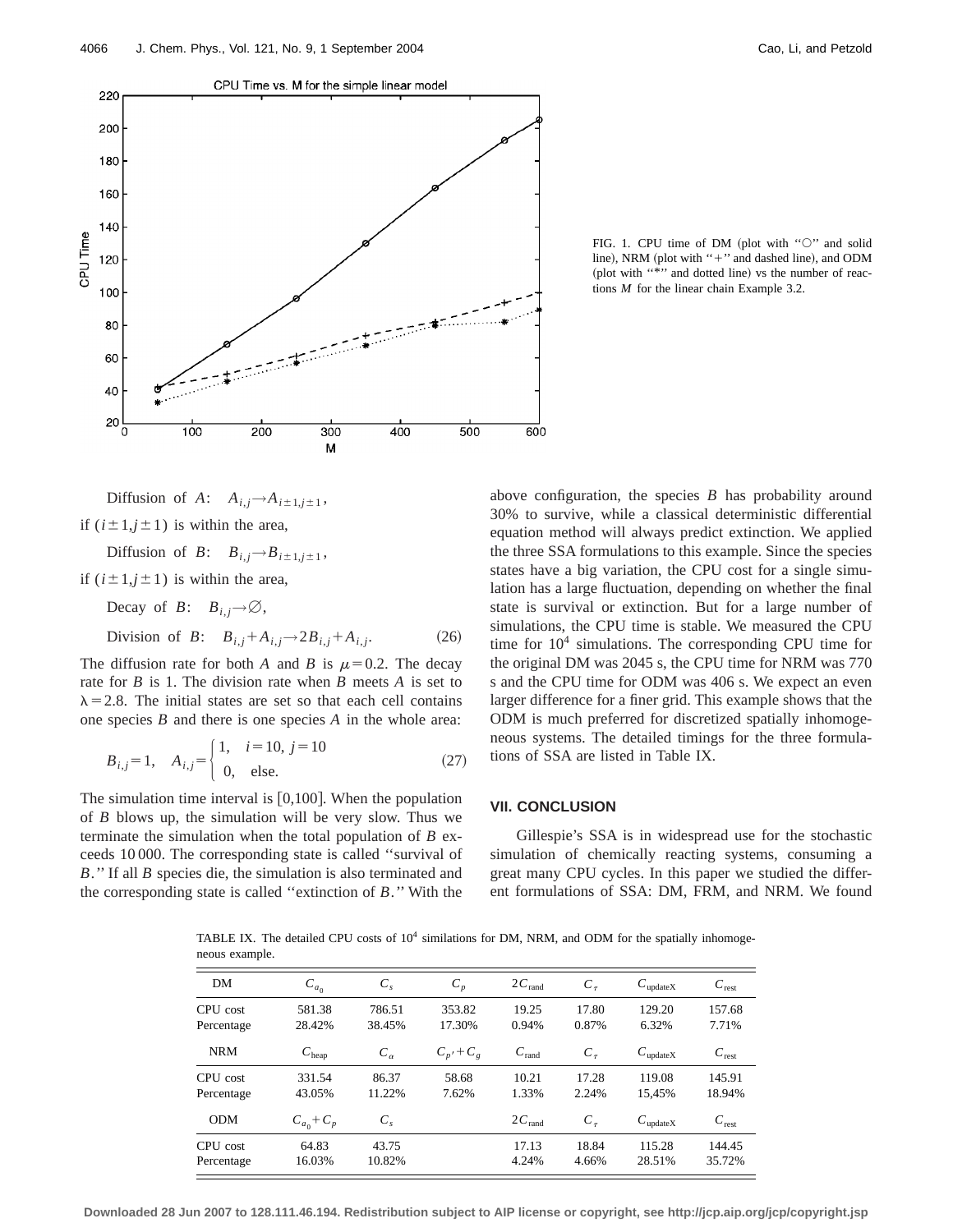FIG. 1. CPU time of DM (plot with "○" and solid line), NRM (plot with "+" and dashed line), and ODM (plot with "*" and dotted line) vs the number of reactions $M$ for the linear chain Example 3.2.

$$\text{Diffusion of } A: \quad A_{i,j} \rightarrow A_{i\pm1,j\pm1},$$

if $(i\pm1,j\pm1)$ is within the area,

$$\text{Diffusion of } B: \quad B_{i,j} \rightarrow B_{i\pm1,j\pm1},$$

if $(i\pm1,j\pm1)$ is within the area,

$$\text{Decay of } B: \quad B_{i,j} \rightarrow \varnothing,$$

$$\text{Division of } B: \quad B_{i,j} + A_{i,j} \rightarrow 2B_{i,j} + A_{i,j}. \tag{26}$$

The diffusion rate for both $A$ and $B$ is $\mu = 0.2$. The decay rate for $B$ is 1. The division rate when $B$ meets $A$ is set to $\lambda = 2.8$. The initial states are set so that each cell contains one species $B$ and there is one species $A$ in the whole area:

$$B_{i,j} = 1, \quad A_{i,j} = \begin{cases} 1, & i = 10,\ j = 10 \\ 0, & \text{else.} \end{cases} \tag{27}$$

The simulation time interval is $[0,100]$. When the population of $B$ blows up, the simulation will be very slow. Thus we terminate the simulation when the total population of $B$ exceeds 10 000. The corresponding state is called "survival of $B$." If all $B$ species die, the simulation is also terminated and the corresponding state is called "extinction of $B$." With the above configuration, the species $B$ has probability around 30% to survive, while a classical deterministic differential equation method will always predict extinction. We applied the three SSA formulations to this example. Since the species states have a big variation, the CPU cost for a single simulation has a large fluctuation, depending on whether the final state is survival or extinction. But for a large number of simulations, the CPU time is stable. We measured the CPU time for $10^4$ simulations. The corresponding CPU time for the original DM was 2045 s, the CPU time for NRM was 770 s and the CPU time for ODM was 406 s. We expect an even larger difference for a finer grid. This example shows that the ODM is much preferred for discretized spatially inhomogeneous systems. The detailed timings for the three formulations of SSA are listed in Table IX.

## VII. CONCLUSION

Gillespie's SSA is in widespread use for the stochastic simulation of chemically reacting systems, consuming a great many CPU cycles. In this paper we studied the different formulations of SSA: DM, FRM, and NRM. We found

TABLE IX. The detailed CPU costs of $10^4$ similations for DM, NRM, and ODM for the spatially inhomogeneous example.

| DM | $C_{a_0}$ | $C_s$ | $C_p$ | $2C_{\text{rand}}$ | $C_\tau$ | $C_{\text{updateX}}$ | $C_{\text{rest}}$ |
|---|---|---|---|---|---|---|---|
| CPU cost | 581.38 | 786.51 | 353.82 | 19.25 | 17.80 | 129.20 | 157.68 |
| Percentage | 28.42% | 38.45% | 17.30% | 0.94% | 0.87% | 6.32% | 7.71% |
| **NRM** | $C_{\text{heap}}$ | $C_\alpha$ | $C_{p'} + C_g$ | $C_{\text{rand}}$ | $C_\tau$ | $C_{\text{updateX}}$ | $C_{\text{rest}}$ |
| CPU cost | 331.54 | 86.37 | 58.68 | 10.21 | 17.28 | 119.08 | 145.91 |
| Percentage | 43.05% | 11.22% | 7.62% | 1.33% | 2.24% | 15,45% | 18.94% |
| **ODM** | $C_{a_0} + C_p$ | $C_s$ | | $2C_{\text{rand}}$ | $C_\tau$ | $C_{\text{updateX}}$ | $C_{\text{rest}}$ |
| CPU cost | 64.83 | 43.75 | | 17.13 | 18.84 | 115.28 | 144.45 |
| Percentage | 16.03% | 10.82% | | 4.24% | 4.66% | 28.51% | 35.72% |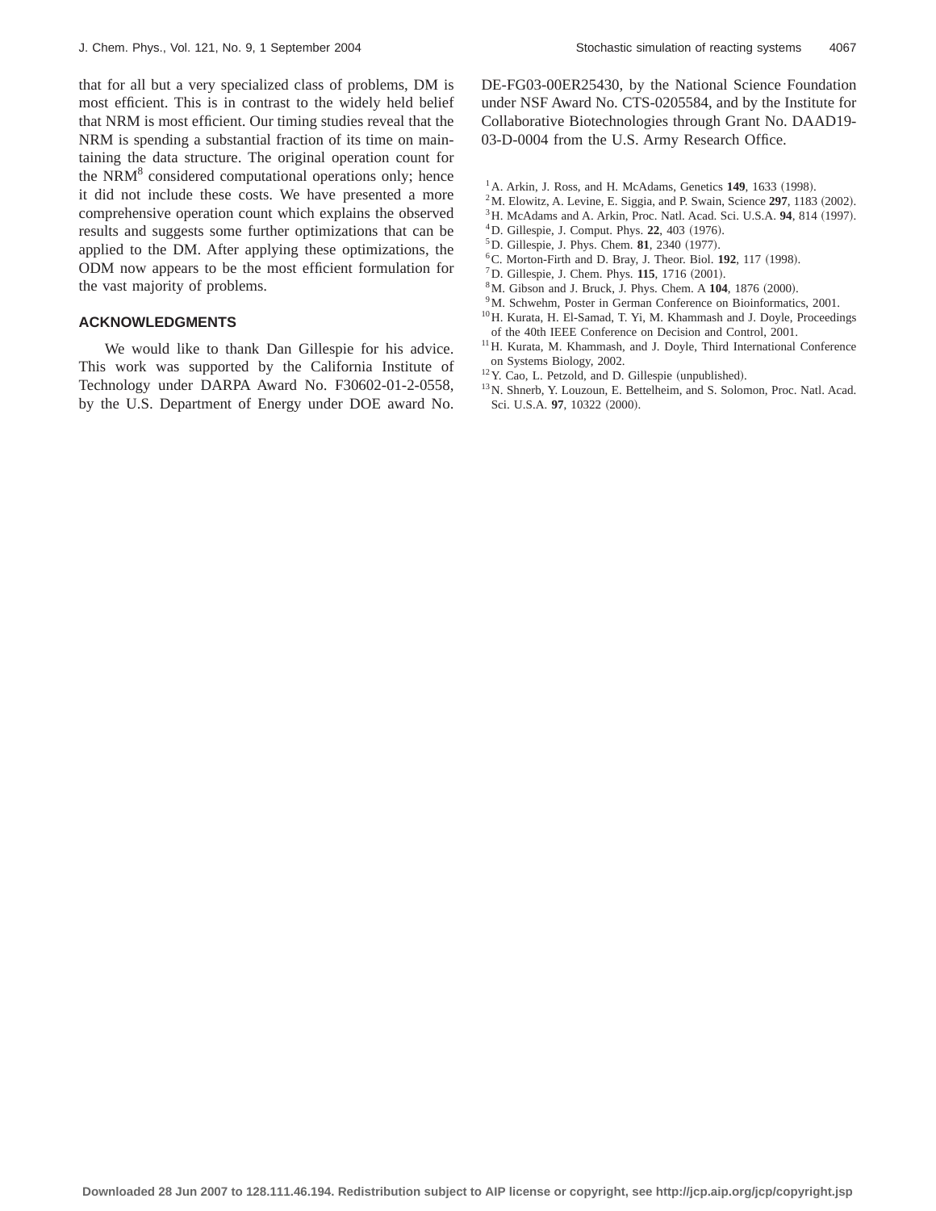that for all but a very specialized class of problems, DM is most efficient. This is in contrast to the widely held belief that NRM is most efficient. Our timing studies reveal that the NRM is spending a substantial fraction of its time on maintaining the data structure. The original operation count for the NRM[8] considered computational operations only; hence it did not include these costs. We have presented a more comprehensive operation count which explains the observed results and suggests some further optimizations that can be applied to the DM. After applying these optimizations, the ODM now appears to be the most efficient formulation for the vast majority of problems.

## ACKNOWLEDGMENTS

We would like to thank Dan Gillespie for his advice. This work was supported by the California Institute of Technology under DARPA Award No. F30602-01-2-0558, by the U.S. Department of Energy under DOE award No. DE-FG03-00ER25430, by the National Science Foundation under NSF Award No. CTS-0205584, and by the Institute for Collaborative Biotechnologies through Grant No. DAAD19-03-D-0004 from the U.S. Army Research Office.

[1] A. Arkin, J. Ross, and H. McAdams, Genetics **149**, 1633 (1998).
[2] M. Elowitz, A. Levine, E. Siggia, and P. Swain, Science **297**, 1183 (2002).
[3] H. McAdams and A. Arkin, Proc. Natl. Acad. Sci. U.S.A. **94**, 814 (1997).
[4] D. Gillespie, J. Comput. Phys. **22**, 403 (1976).
[5] D. Gillespie, J. Phys. Chem. **81**, 2340 (1977).
[6] C. Morton-Firth and D. Bray, J. Theor. Biol. **192**, 117 (1998).
[7] D. Gillespie, J. Chem. Phys. **115**, 1716 (2001).
[8] M. Gibson and J. Bruck, J. Phys. Chem. A **104**, 1876 (2000).
[9] M. Schwehm, Poster in German Conference on Bioinformatics, 2001.
[10] H. Kurata, H. El-Samad, T. Yi, M. Khammash and J. Doyle, Proceedings of the 40th IEEE Conference on Decision and Control, 2001.
[11] H. Kurata, M. Khammash, and J. Doyle, Third International Conference on Systems Biology, 2002.
[12] Y. Cao, L. Petzold, and D. Gillespie (unpublished).
[13] N. Shnerb, Y. Louzoun, E. Bettelheim, and S. Solomon, Proc. Natl. Acad. Sci. U.S.A. **97**, 10322 (2000).